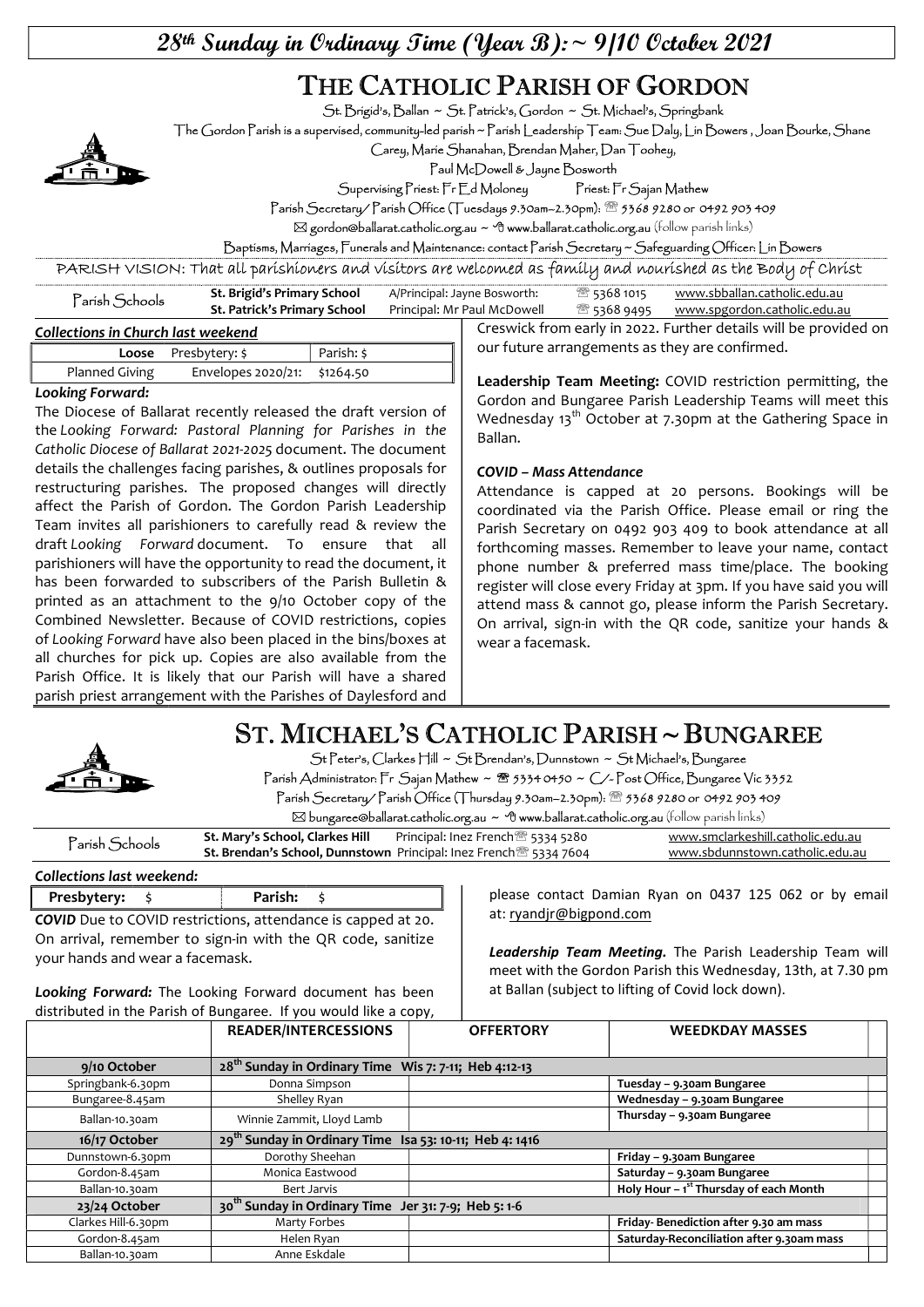# 28th Sunday in Ordinary Time (Year B): ~ 9/10 October 2021

## THE CATHOLIC PARISH OF GORDON

St. Brigid's, Ballan ~ St. Patrick's, Gordon ~ St. Michael's, Springbank

The Gordon Parish is a supervised, community-led parish ~ Parish Leadership Team: Sue Daly, Lin Bowers , Joan Bourke, Shane Carey, Marie Shanahan, Brendan Maher, Dan Toohey, Paul McDowell & Jayne Bosworth

Supervising Priest: Fr Ed Moloney Priest: Fr Sajan Mathew

Parish Secretary/ Parish Office (Tuesdays 9.30am–2.30pm): ☎ 5368 9280 or 0492 903 409

✉ gordon@ballarat.catholic.org.au ~ www.ballarat.catholic.org.au (follow parish links)

Baptisms, Marriages, Funerals and Maintenance: contact Parish Secretary ~ Safeguarding Officer: Lin Bowers

PARISH VISION: That all parishioners and visitors are welcomed as family and nourished as the Body of Christ

| Parish Schools | | | |
|---|---|---|---|
| **St. Brigid's Primary School** | A/Principal: Jayne Bosworth: | ☎ 5368 1015 | www.sbballan.catholic.edu.au |
| **St. Patrick's Primary School** | Principal: Mr Paul McDowell | ☎ 5368 9495 | www.spgordon.catholic.edu.au |

***Collections in Church last weekend***

| **Loose** | Presbytery: $ | Parish: $ |
|---|---|---|
| Planned Giving | Envelopes 2020/21: | $1264.50 |

***Looking Forward:***

The Diocese of Ballarat recently released the draft version of the *Looking Forward: Pastoral Planning for Parishes in the Catholic Diocese of Ballarat 2021-2025* document. The document details the challenges facing parishes, & outlines proposals for restructuring parishes. The proposed changes will directly affect the Parish of Gordon. The Gordon Parish Leadership Team invites all parishioners to carefully read & review the draft *Looking Forward* document. To ensure that all parishioners will have the opportunity to read the document, it has been forwarded to subscribers of the Parish Bulletin & printed as an attachment to the 9/10 October copy of the Combined Newsletter. Because of COVID restrictions, copies of *Looking Forward* have also been placed in the bins/boxes at all churches for pick up. Copies are also available from the Parish Office. It is likely that our Parish will have a shared parish priest arrangement with the Parishes of Daylesford and Creswick from early in 2022. Further details will be provided on our future arrangements as they are confirmed.

**Leadership Team Meeting:** COVID restriction permitting, the Gordon and Bungaree Parish Leadership Teams will meet this Wednesday 13th October at 7.30pm at the Gathering Space in Ballan.

***COVID – Mass Attendance***

Attendance is capped at 20 persons. Bookings will be coordinated via the Parish Office. Please email or ring the Parish Secretary on 0492 903 409 to book attendance at all forthcoming masses. Remember to leave your name, contact phone number & preferred mass time/place. The booking register will close every Friday at 3pm. If you have said you will attend mass & cannot go, please inform the Parish Secretary. On arrival, sign-in with the QR code, sanitize your hands & wear a facemask.

## ST. MICHAEL'S CATHOLIC PARISH ~ BUNGAREE

St Peter's, Clarkes Hill ~ St Brendan's, Dunnstown ~ St Michael's, Bungaree

Parish Administrator: Fr Sajan Mathew ~ ☎ 5334 0450 ~ C/- Post Office, Bungaree Vic 3352

Parish Secretary/ Parish Office (Thursday 9.30am–2.30pm): ☎ 5368 9280 or 0492 903 409

✉ bungaree@ballarat.catholic.org.au ~ www.ballarat.catholic.org.au (follow parish links)

| Parish Schools | | |
|---|---|---|
| **St. Mary's School, Clarkes Hill** | Principal: Inez French ☎ 5334 5280 | www.smclarkeshill.catholic.edu.au |
| **St. Brendan's School, Dunnstown** | Principal: Inez French ☎ 5334 7604 | www.sbdunnstown.catholic.edu.au |

***Collections last weekend:***

| **Presbytery:** $ | **Parish:** $ |
|---|---|

***COVID*** Due to COVID restrictions, attendance is capped at 20. On arrival, remember to sign-in with the QR code, sanitize your hands and wear a facemask.

***Looking Forward:*** The Looking Forward document has been distributed in the Parish of Bungaree. If you would like a copy, please contact Damian Ryan on 0437 125 062 or by email at: ryandjr@bigpond.com

***Leadership Team Meeting.*** The Parish Leadership Team will meet with the Gordon Parish this Wednesday, 13th, at 7.30 pm at Ballan (subject to lifting of Covid lock down).

| | READER/INTERCESSIONS | OFFERTORY | WEEKDAY MASSES |
|---|---|---|---|
| **9/10 October** | **28th Sunday in Ordinary Time Wis 7: 7-11; Heb 4:12-13** | | |
| Springbank-6.30pm | Donna Simpson | | **Tuesday – 9.30am Bungaree** |
| Bungaree-8.45am | Shelley Ryan | | **Wednesday – 9.30am Bungaree** |
| Ballan-10.30am | Winnie Zammit, Lloyd Lamb | | **Thursday – 9.30am Bungaree** |
| **16/17 October** | **29th Sunday in Ordinary Time Isa 53: 10-11; Heb 4: 1416** | | |
| Dunnstown-6.30pm | Dorothy Sheehan | | **Friday – 9.30am Bungaree** |
| Gordon-8.45am | Monica Eastwood | | **Saturday – 9.30am Bungaree** |
| Ballan-10.30am | Bert Jarvis | | **Holy Hour – 1st Thursday of each Month** |
| **23/24 October** | **30th Sunday in Ordinary Time Jer 31: 7-9; Heb 5: 1-6** | | |
| Clarkes Hill-6.30pm | Marty Forbes | | **Friday- Benediction after 9.30 am mass** |
| Gordon-8.45am | Helen Ryan | | **Saturday-Reconciliation after 9.30am mass** |
| Ballan-10.30am | Anne Eskdale | | |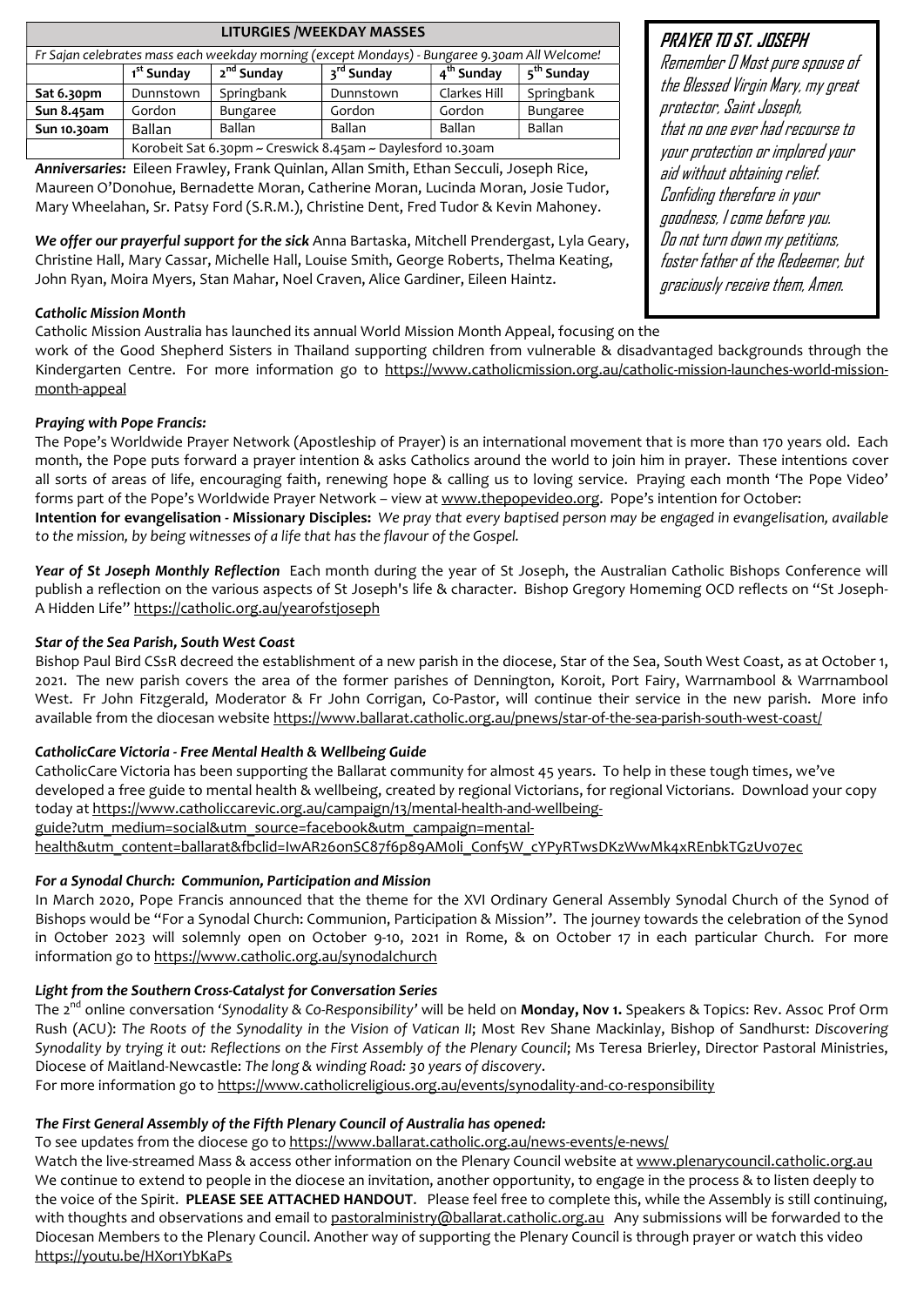| LITURGIES /WEEKDAY MASSES | | | | | |
|---|---|---|---|---|---|
| *Fr Sajan celebrates mass each weekday morning (except Mondays) - Bungaree 9.30am All Welcome!* | | | | | |
| | 1st Sunday | 2nd Sunday | 3rd Sunday | 4th Sunday | 5th Sunday |
| **Sat 6.30pm** | Dunnstown | Springbank | Dunnstown | Clarkes Hill | Springbank |
| **Sun 8.45am** | Gordon | Bungaree | Gordon | Gordon | Bungaree |
| **Sun 10.30am** | Ballan | Ballan | Ballan | Ballan | Ballan |
| | Korobeit Sat 6.30pm ~ Creswick 8.45am ~ Daylesford 10.30am | | | | |

***Anniversaries:*** Eileen Frawley, Frank Quinlan, Allan Smith, Ethan Secculi, Joseph Rice, Maureen O'Donohue, Bernadette Moran, Catherine Moran, Lucinda Moran, Josie Tudor, Mary Wheelahan, Sr. Patsy Ford (S.R.M.), Christine Dent, Fred Tudor & Kevin Mahoney.

***We offer our prayerful support for the sick*** Anna Bartaska, Mitchell Prendergast, Lyla Geary, Christine Hall, Mary Cassar, Michelle Hall, Louise Smith, George Roberts, Thelma Keating, John Ryan, Moira Myers, Stan Mahar, Noel Craven, Alice Gardiner, Eileen Haintz.

**PRAYER TO ST. JOSEPH**

*Remember O Most pure spouse of the Blessed Virgin Mary, my great protector, Saint Joseph, that no one ever had recourse to your protection or implored your aid without obtaining relief. Confiding therefore in your goodness, I come before you. Do not turn down my petitions, foster father of the Redeemer, but graciously receive them, Amen.*

***Catholic Mission Month***

Catholic Mission Australia has launched its annual World Mission Month Appeal, focusing on the work of the Good Shepherd Sisters in Thailand supporting children from vulnerable & disadvantaged backgrounds through the Kindergarten Centre. For more information go to https://www.catholicmission.org.au/catholic-mission-launches-world-mission-month-appeal

***Praying with Pope Francis:***

The Pope's Worldwide Prayer Network (Apostleship of Prayer) is an international movement that is more than 170 years old. Each month, the Pope puts forward a prayer intention & asks Catholics around the world to join him in prayer. These intentions cover all sorts of areas of life, encouraging faith, renewing hope & calling us to loving service. Praying each month 'The Pope Video' forms part of the Pope's Worldwide Prayer Network – view at www.thepopevideo.org. Pope's intention for October:

**Intention for evangelisation - Missionary Disciples:** *We pray that every baptised person may be engaged in evangelisation, available to the mission, by being witnesses of a life that has the flavour of the Gospel.*

***Year of St Joseph Monthly Reflection*** Each month during the year of St Joseph, the Australian Catholic Bishops Conference will publish a reflection on the various aspects of St Joseph's life & character. Bishop Gregory Homeming OCD reflects on "St Joseph- A Hidden Life" https://catholic.org.au/yearofstjoseph

***Star of the Sea Parish, South West Coast***

Bishop Paul Bird CSsR decreed the establishment of a new parish in the diocese, Star of the Sea, South West Coast, as at October 1, 2021. The new parish covers the area of the former parishes of Dennington, Koroit, Port Fairy, Warrnambool & Warrnambool West. Fr John Fitzgerald, Moderator & Fr John Corrigan, Co-Pastor, will continue their service in the new parish. More info available from the diocesan website https://www.ballarat.catholic.org.au/pnews/star-of-the-sea-parish-south-west-coast/

***CatholicCare Victoria - Free Mental Health & Wellbeing Guide***

CatholicCare Victoria has been supporting the Ballarat community for almost 45 years. To help in these tough times, we've developed a free guide to mental health & wellbeing, created by regional Victorians, for regional Victorians. Download your copy today at https://www.catholiccarevic.org.au/campaign/13/mental-health-and-wellbeing-guide?utm_medium=social&utm_source=facebook&utm_campaign=mental-health&utm_content=ballarat&fbclid=IwAR26onSC87f6p89AM0li_Conf5W_cYPyRTwsDKzWwMk4xREnbkTGzUv07ec

***For a Synodal Church: Communion, Participation and Mission***

In March 2020, Pope Francis announced that the theme for the XVI Ordinary General Assembly Synodal Church of the Synod of Bishops would be "For a Synodal Church: Communion, Participation & Mission". The journey towards the celebration of the Synod in October 2023 will solemnly open on October 9-10, 2021 in Rome, & on October 17 in each particular Church. For more information go to https://www.catholic.org.au/synodalchurch

***Light from the Southern Cross-Catalyst for Conversation Series***

The 2nd online conversation *'Synodality & Co-Responsibility'* will be held on **Monday, Nov 1.** Speakers & Topics: Rev. Assoc Prof Orm Rush (ACU): *The Roots of the Synodality in the Vision of Vatican II*; Most Rev Shane Mackinlay, Bishop of Sandhurst: *Discovering Synodality by trying it out: Reflections on the First Assembly of the Plenary Council*; Ms Teresa Brierley, Director Pastoral Ministries, Diocese of Maitland-Newcastle: *The long & winding Road: 30 years of discovery*.

For more information go to https://www.catholicreligious.org.au/events/synodality-and-co-responsibility

***The First General Assembly of the Fifth Plenary Council of Australia has opened:***

To see updates from the diocese go to https://www.ballarat.catholic.org.au/news-events/e-news/

Watch the live-streamed Mass & access other information on the Plenary Council website at www.plenarycouncil.catholic.org.au We continue to extend to people in the diocese an invitation, another opportunity, to engage in the process & to listen deeply to the voice of the Spirit. **PLEASE SEE ATTACHED HANDOUT**. Please feel free to complete this, while the Assembly is still continuing, with thoughts and observations and email to pastoralministry@ballarat.catholic.org.au Any submissions will be forwarded to the Diocesan Members to the Plenary Council. Another way of supporting the Plenary Council is through prayer or watch this video https://youtu.be/HXor1YbKaPs